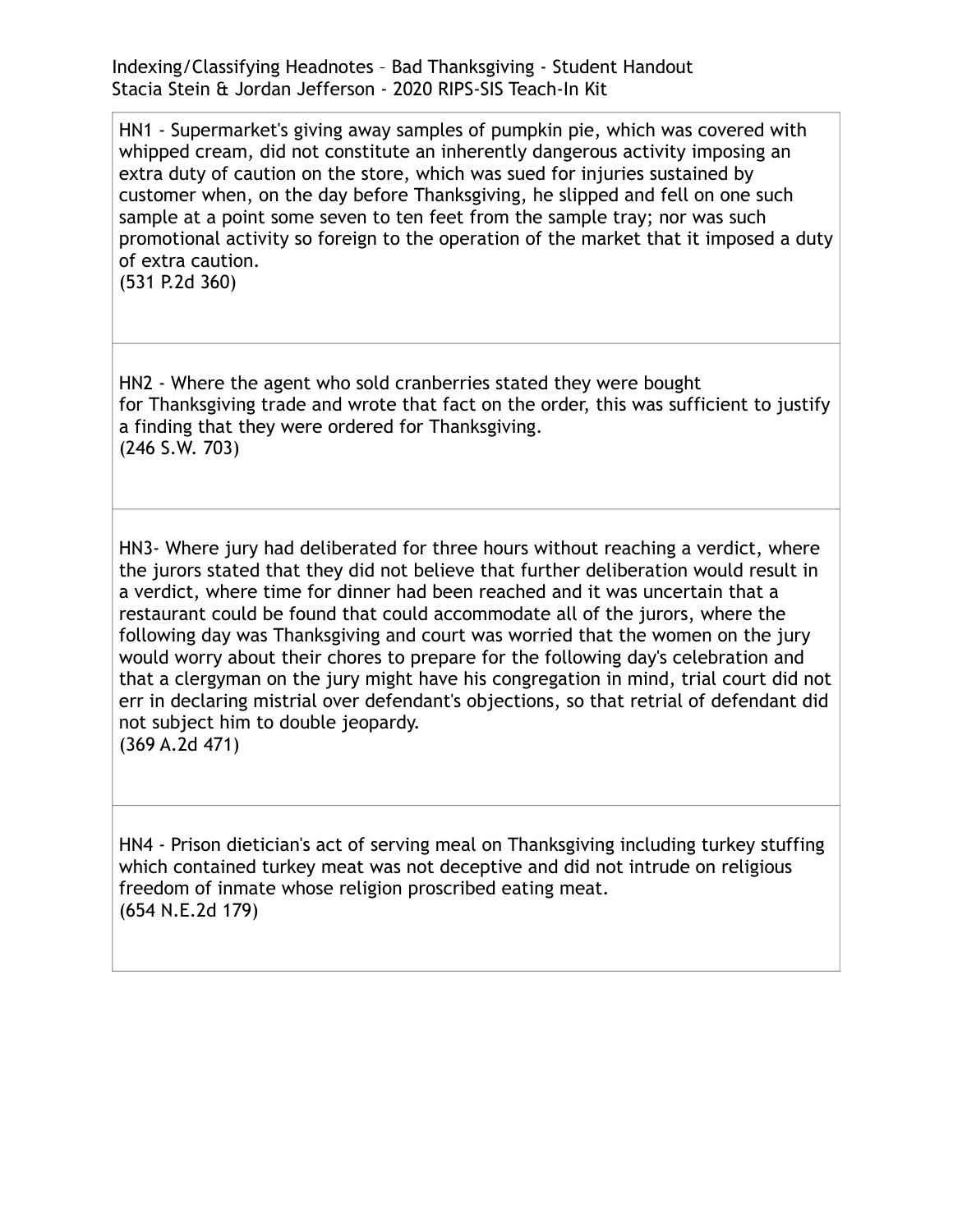Indexing/Classifying Headnotes – Bad Thanksgiving - Student Handout
Stacia Stein & Jordan Jefferson - 2020 RIPS-SIS Teach-In Kit

HN1 - Supermarket's giving away samples of pumpkin pie, which was covered with whipped cream, did not constitute an inherently dangerous activity imposing an extra duty of caution on the store, which was sued for injuries sustained by customer when, on the day before Thanksgiving, he slipped and fell on one such sample at a point some seven to ten feet from the sample tray; nor was such promotional activity so foreign to the operation of the market that it imposed a duty of extra caution.
(531 P.2d 360)

HN2 - Where the agent who sold cranberries stated they were bought for Thanksgiving trade and wrote that fact on the order, this was sufficient to justify a finding that they were ordered for Thanksgiving.
(246 S.W. 703)

HN3- Where jury had deliberated for three hours without reaching a verdict, where the jurors stated that they did not believe that further deliberation would result in a verdict, where time for dinner had been reached and it was uncertain that a restaurant could be found that could accommodate all of the jurors, where the following day was Thanksgiving and court was worried that the women on the jury would worry about their chores to prepare for the following day's celebration and that a clergyman on the jury might have his congregation in mind, trial court did not err in declaring mistrial over defendant's objections, so that retrial of defendant did not subject him to double jeopardy.
(369 A.2d 471)

HN4 - Prison dietician's act of serving meal on Thanksgiving including turkey stuffing which contained turkey meat was not deceptive and did not intrude on religious freedom of inmate whose religion proscribed eating meat.
(654 N.E.2d 179)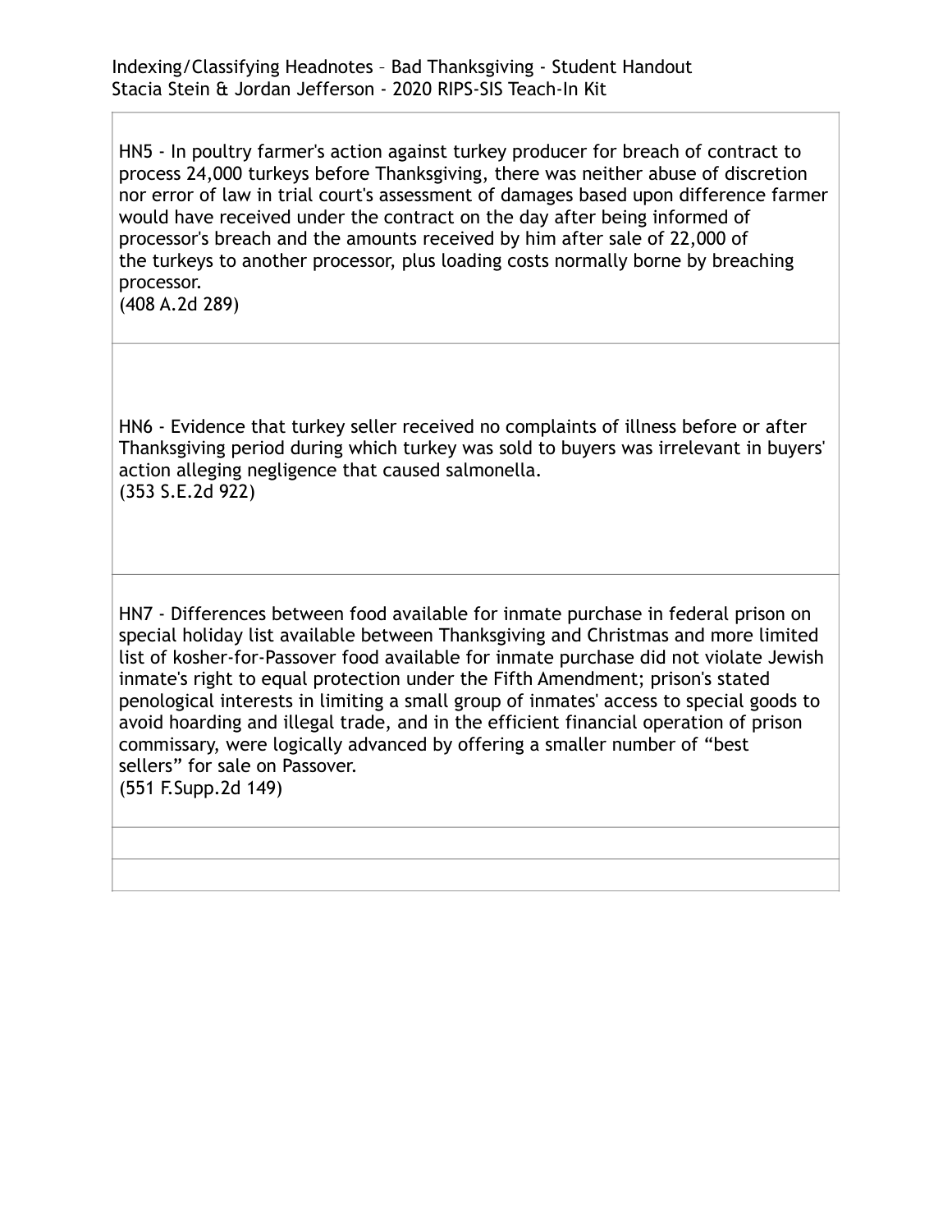HN5 - In poultry farmer's action against turkey producer for breach of contract to process 24,000 turkeys before Thanksgiving, there was neither abuse of discretion nor error of law in trial court's assessment of damages based upon difference farmer would have received under the contract on the day after being informed of processor's breach and the amounts received by him after sale of 22,000 of the turkeys to another processor, plus loading costs normally borne by breaching processor.
(408 A.2d 289)

HN6 - Evidence that turkey seller received no complaints of illness before or after Thanksgiving period during which turkey was sold to buyers was irrelevant in buyers' action alleging negligence that caused salmonella.
(353 S.E.2d 922)

HN7 - Differences between food available for inmate purchase in federal prison on special holiday list available between Thanksgiving and Christmas and more limited list of kosher-for-Passover food available for inmate purchase did not violate Jewish inmate's right to equal protection under the Fifth Amendment; prison's stated penological interests in limiting a small group of inmates' access to special goods to avoid hoarding and illegal trade, and in the efficient financial operation of prison commissary, were logically advanced by offering a smaller number of “best sellers” for sale on Passover.
(551 F.Supp.2d 149)